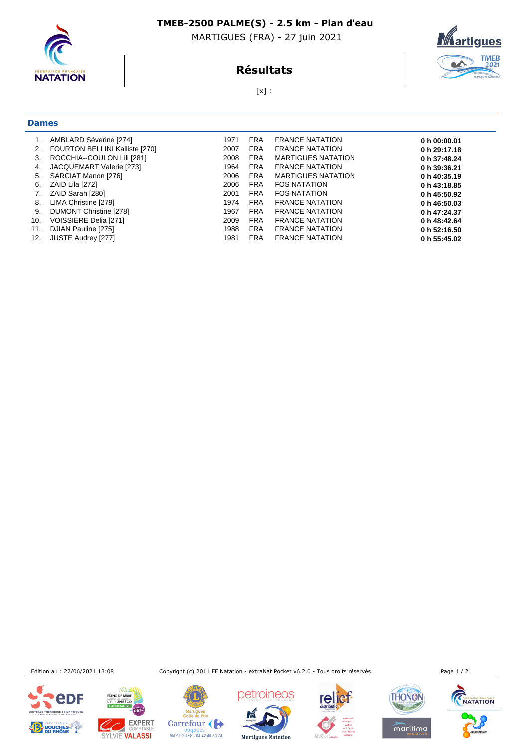# TMEB-2500 PALME(S) - 2.5 km - Plan d'eau

MARTIGUES (FRA) - 27 juin 2021

## Résultats

[x] :

### Dames

| | | | | | |
|---|---|---|---|---|---|
| 1. | AMBLARD Séverine [274] | 1971 | FRA | FRANCE NATATION | **0 h 00:00.01** |
| 2. | FOURTON BELLINI Kalliste [270] | 2007 | FRA | FRANCE NATATION | **0 h 29:17.18** |
| 3. | ROCCHIA--COULON Lili [281] | 2008 | FRA | MARTIGUES NATATION | **0 h 37:48.24** |
| 4. | JACQUEMART Valerie [273] | 1964 | FRA | FRANCE NATATION | **0 h 39:36.21** |
| 5. | SARCIAT Manon [276] | 2006 | FRA | MARTIGUES NATATION | **0 h 40:35.19** |
| 6. | ZAID Lila [272] | 2006 | FRA | FOS NATATION | **0 h 43:18.85** |
| 7. | ZAID Sarah [280] | 2001 | FRA | FOS NATATION | **0 h 45:50.92** |
| 8. | LIMA Christine [279] | 1974 | FRA | FRANCE NATATION | **0 h 46:50.03** |
| 9. | DUMONT Christine [278] | 1967 | FRA | FRANCE NATATION | **0 h 47:24.37** |
| 10. | VOISSIERE Delia [271] | 2009 | FRA | FRANCE NATATION | **0 h 48:42.64** |
| 11. | DJIAN Pauline [275] | 1988 | FRA | FRANCE NATATION | **0 h 52:16.50** |
| 12. | JUSTE Audrey [277] | 1981 | FRA | FRANCE NATATION | **0 h 55:45.02** |

Edition au : 27/06/2021 13:08 Copyright (c) 2011 FF Natation - extraNat Pocket v6.2.0 - Tous droits réservés.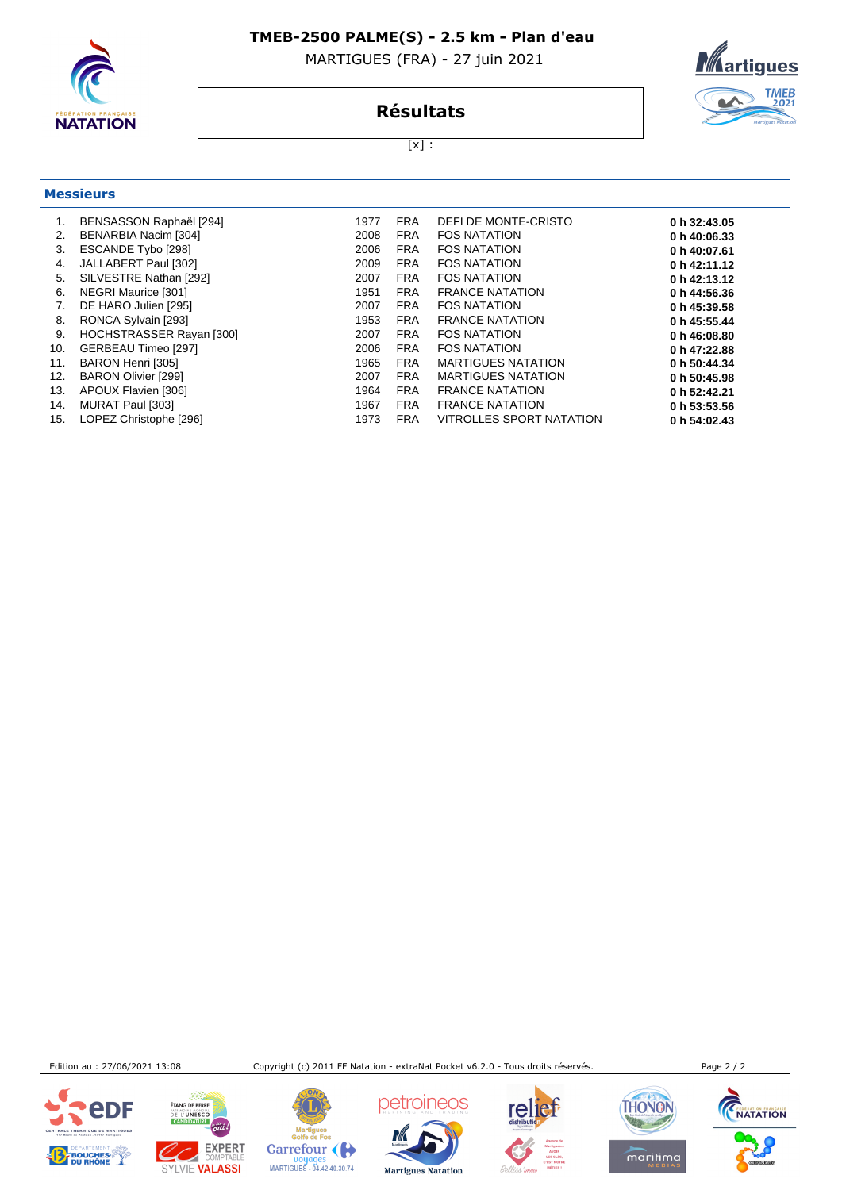# TMEB-2500 PALME(S) - 2.5 km - Plan d'eau

MARTIGUES (FRA) - 27 juin 2021

## Résultats

[x] :

### Messieurs

| | | | | | |
|---|---|---|---|---|---|
| 1. | BENSASSON Raphaël [294] | 1977 | FRA | DEFI DE MONTE-CRISTO | **0 h 32:43.05** |
| 2. | BENARBIA Nacim [304] | 2008 | FRA | FOS NATATION | **0 h 40:06.33** |
| 3. | ESCANDE Tybo [298] | 2006 | FRA | FOS NATATION | **0 h 40:07.61** |
| 4. | JALLABERT Paul [302] | 2009 | FRA | FOS NATATION | **0 h 42:11.12** |
| 5. | SILVESTRE Nathan [292] | 2007 | FRA | FOS NATATION | **0 h 42:13.12** |
| 6. | NEGRI Maurice [301] | 1951 | FRA | FRANCE NATATION | **0 h 44:56.36** |
| 7. | DE HARO Julien [295] | 2007 | FRA | FOS NATATION | **0 h 45:39.58** |
| 8. | RONCA Sylvain [293] | 1953 | FRA | FRANCE NATATION | **0 h 45:55.44** |
| 9. | HOCHSTRASSER Rayan [300] | 2007 | FRA | FOS NATATION | **0 h 46:08.80** |
| 10. | GERBEAU Timeo [297] | 2006 | FRA | FOS NATATION | **0 h 47:22.88** |
| 11. | BARON Henri [305] | 1965 | FRA | MARTIGUES NATATION | **0 h 50:44.34** |
| 12. | BARON Olivier [299] | 2007 | FRA | MARTIGUES NATATION | **0 h 50:45.98** |
| 13. | APOUX Flavien [306] | 1964 | FRA | FRANCE NATATION | **0 h 52:42.21** |
| 14. | MURAT Paul [303] | 1967 | FRA | FRANCE NATATION | **0 h 53:53.56** |
| 15. | LOPEZ Christophe [296] | 1973 | FRA | VITROLLES SPORT NATATION | **0 h 54:02.43** |

Edition au : 27/06/2021 13:08 Copyright (c) 2011 FF Natation - extraNat Pocket v6.2.0 - Tous droits réservés.